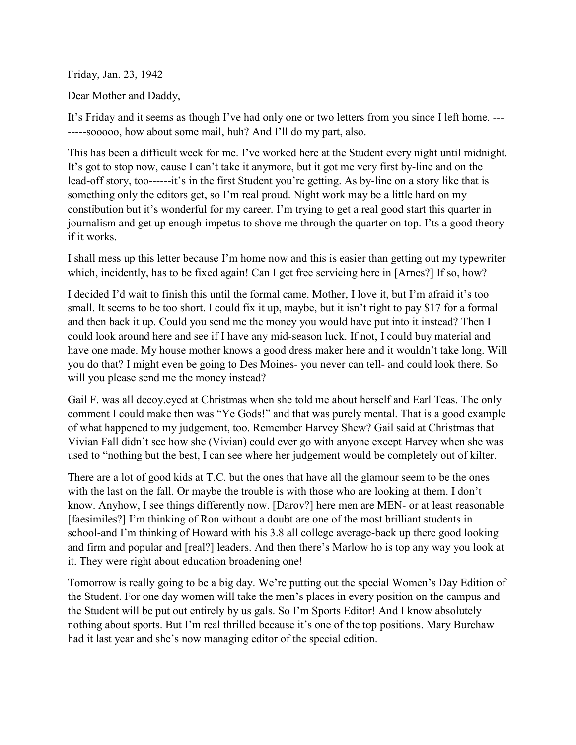Friday, Jan. 23, 1942

Dear Mother and Daddy,

It's Friday and it seems as though I've had only one or two letters from you since I left home. --------sooooo, how about some mail, huh? And I'll do my part, also.

This has been a difficult week for me. I've worked here at the Student every night until midnight. It's got to stop now, cause I can't take it anymore, but it got me very first by-line and on the lead-off story, too------it's in the first Student you're getting. As by-line on a story like that is something only the editors get, so I'm real proud. Night work may be a little hard on my constibution but it's wonderful for my career. I'm trying to get a real good start this quarter in journalism and get up enough impetus to shove me through the quarter on top. I'ts a good theory if it works.

I shall mess up this letter because I'm home now and this is easier than getting out my typewriter which, incidently, has to be fixed <u>again!</u> Can I get free servicing here in [Arnes?] If so, how?

I decided I'd wait to finish this until the formal came. Mother, I love it, but I'm afraid it's too small. It seems to be too short. I could fix it up, maybe, but it isn't right to pay $17 for a formal and then back it up. Could you send me the money you would have put into it instead? Then I could look around here and see if I have any mid-season luck. If not, I could buy material and have one made. My house mother knows a good dress maker here and it wouldn't take long. Will you do that? I might even be going to Des Moines- you never can tell- and could look there. So will you please send me the money instead?

Gail F. was all decoy.eyed at Christmas when she told me about herself and Earl Teas. The only comment I could make then was "Ye Gods!" and that was purely mental. That is a good example of what happened to my judgement, too. Remember Harvey Shew? Gail said at Christmas that Vivian Fall didn't see how she (Vivian) could ever go with anyone except Harvey when she was used to "nothing but the best, I can see where her judgement would be completely out of kilter.

There are a lot of good kids at T.C. but the ones that have all the glamour seem to be the ones with the last on the fall. Or maybe the trouble is with those who are looking at them. I don't know. Anyhow, I see things differently now. [Darov?] here men are MEN- or at least reasonable [faesimiles?] I'm thinking of Ron without a doubt are one of the most brilliant students in school-and I'm thinking of Howard with his 3.8 all college average-back up there good looking and firm and popular and [real?] leaders. And then there's Marlow ho is top any way you look at it. They were right about education broadening one!

Tomorrow is really going to be a big day. We're putting out the special Women's Day Edition of the Student. For one day women will take the men's places in every position on the campus and the Student will be put out entirely by us gals. So I'm Sports Editor! And I know absolutely nothing about sports. But I'm real thrilled because it's one of the top positions. Mary Burchaw had it last year and she's now <u>managing editor</u> of the special edition.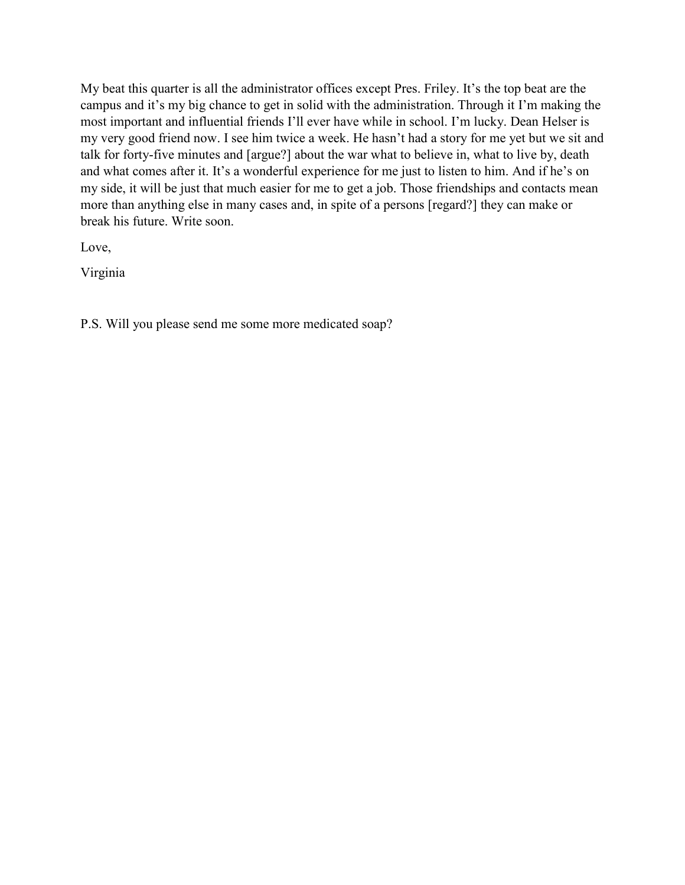My beat this quarter is all the administrator offices except Pres. Friley. It's the top beat are the campus and it's my big chance to get in solid with the administration. Through it I'm making the most important and influential friends I'll ever have while in school. I'm lucky. Dean Helser is my very good friend now. I see him twice a week. He hasn't had a story for me yet but we sit and talk for forty-five minutes and [argue?] about the war what to believe in, what to live by, death and what comes after it. It's a wonderful experience for me just to listen to him. And if he's on my side, it will be just that much easier for me to get a job. Those friendships and contacts mean more than anything else in many cases and, in spite of a persons [regard?] they can make or break his future. Write soon.

Love,

Virginia

P.S. Will you please send me some more medicated soap?